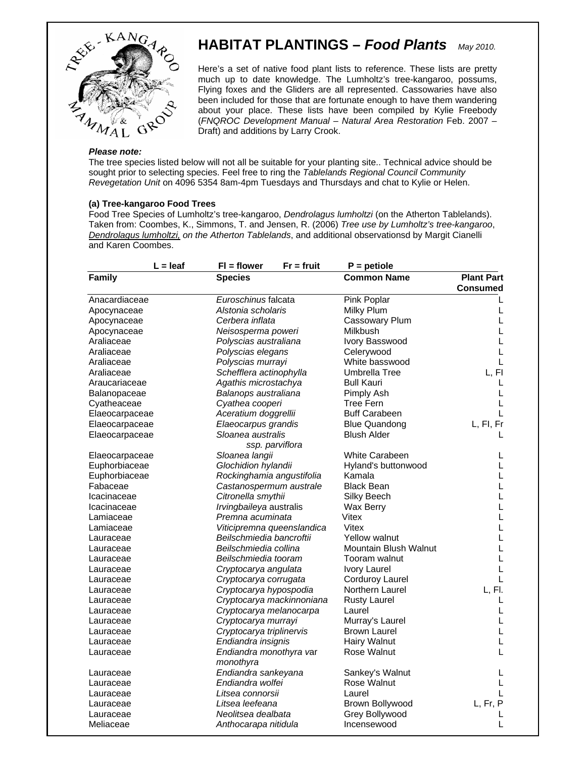# HABITAT PLANTINGS – *Food Plants* May 2010.

Here's a set of native food plant lists to reference. These lists are pretty much up to date knowledge. The Lumholtz's tree-kangaroo, possums, Flying foxes and the Gliders are all represented. Cassowaries have also been included for those that are fortunate enough to have them wandering about your place. These lists have been compiled by Kylie Freebody (*FNQROC Development Manual – Natural Area Restoration* Feb. 2007 – Draft) and additions by Larry Crook.

***Please note:***
The tree species listed below will not all be suitable for your planting site.. Technical advice should be sought prior to selecting species. Feel free to ring the *Tablelands Regional Council Community Revegetation Unit* on 4096 5354 8am-4pm Tuesdays and Thursdays and chat to Kylie or Helen.

**(a) Tree-kangaroo Food Trees**
Food Tree Species of Lumholtz's tree-kangaroo, *Dendrolagus lumholtzi* (on the Atherton Tablelands). Taken from: Coombes, K., Simmons, T. and Jensen, R. (2006) *Tree use by Lumholtz's tree-kangaroo, Dendrolagus lumholtzi, on the Atherton Tablelands*, and additional observationsd by Margit Cianelli and Karen Coombes.

**L = leaf  Fl = flower  Fr = fruit  P = petiole**

| Family | Species | Common Name | Plant Part Consumed |
|---|---|---|---|
| Anacardiaceae | *Euroschinus* falcata | Pink Poplar | L |
| Apocynaceae | *Alstonia scholaris* | Milky Plum | L |
| Apocynaceae | *Cerbera inflata* | Cassowary Plum | L |
| Apocynaceae | *Neisosperma poweri* | Milkbush | L |
| Araliaceae | *Polyscias australiana* | Ivory Basswood | L |
| Araliaceae | *Polyscias elegans* | Celerywood | L |
| Araliaceae | *Polyscias murrayi* | White basswood | L |
| Araliaceae | *Schefflera actinophylla* | Umbrella Tree | L, Fl |
| Araucariaceae | *Agathis microstachya* | Bull Kauri | L |
| Balanopaceae | *Balanops australiana* | Pimply Ash | L |
| Cyatheaceae | *Cyathea cooperi* | Tree Fern | L |
| Elaeocarpaceae | *Aceratium doggrellii* | Buff Carabeen | L |
| Elaeocarpaceae | *Elaeocarpus grandis* | Blue Quandong | L, Fl, Fr |
| Elaeocarpaceae | *Sloanea australis ssp. parviflora* | Blush Alder | L |
| Elaeocarpaceae | *Sloanea langii* | White Carabeen | L |
| Euphorbiaceae | *Glochidion hylandii* | Hyland's buttonwood | L |
| Euphorbiaceae | *Rockinghamia angustifolia* | Kamala | L |
| Fabaceae | *Castanospermum australe* | Black Bean | L |
| Icacinaceae | *Citronella smythii* | Silky Beech | L |
| Icacinaceae | *Irvingbaileya* australis | Wax Berry | L |
| Lamiaceae | *Premna acuminata* | Vitex | L |
| Lamiaceae | *Vitex queenslandica* | Vitex | L |
| Lauraceae | *Beilschmiedia bancroftii* | Yellow walnut | L |
| Lauraceae | *Beilschmiedia collina* | Mountain Blush Walnut | L |
| Lauraceae | *Beilschmiedia tooram* | Tooram walnut | L |
| Lauraceae | *Cryptocarya angulata* | Ivory Laurel | L |
| Lauraceae | *Cryptocarya corrugata* | Corduroy Laurel | L |
| Lauraceae | *Cryptocarya hypospodia* | Northern Laurel | L, Fl. |
| Lauraceae | *Cryptocarya mackinnoniana* | Rusty Laurel | L |
| Lauraceae | *Cryptocarya melanocarpa* | Laurel | L |
| Lauraceae | *Cryptocarya murrayi* | Murray's Laurel | L |
| Lauraceae | *Cryptocarya triplinervis* | Brown Laurel | L |
| Lauraceae | *Endiandra insignis* | Hairy Walnut | L |
| Lauraceae | *Endiandra monothyra* var *monothyra* | Rose Walnut | L |
| Lauraceae | *Endiandra sankeyana* | Sankey's Walnut | L |
| Lauraceae | *Endiandra wolfei* | Rose Walnut | L |
| Lauraceae | *Litsea connorsii* | Laurel | L |
| Lauraceae | *Litsea leefeana* | Brown Bollywood | L, Fr, P |
| Lauraceae | *Neolitsea dealbata* | Grey Bollywood | L |
| Meliaceae | *Anthocarapa nitidula* | Incensewood | L |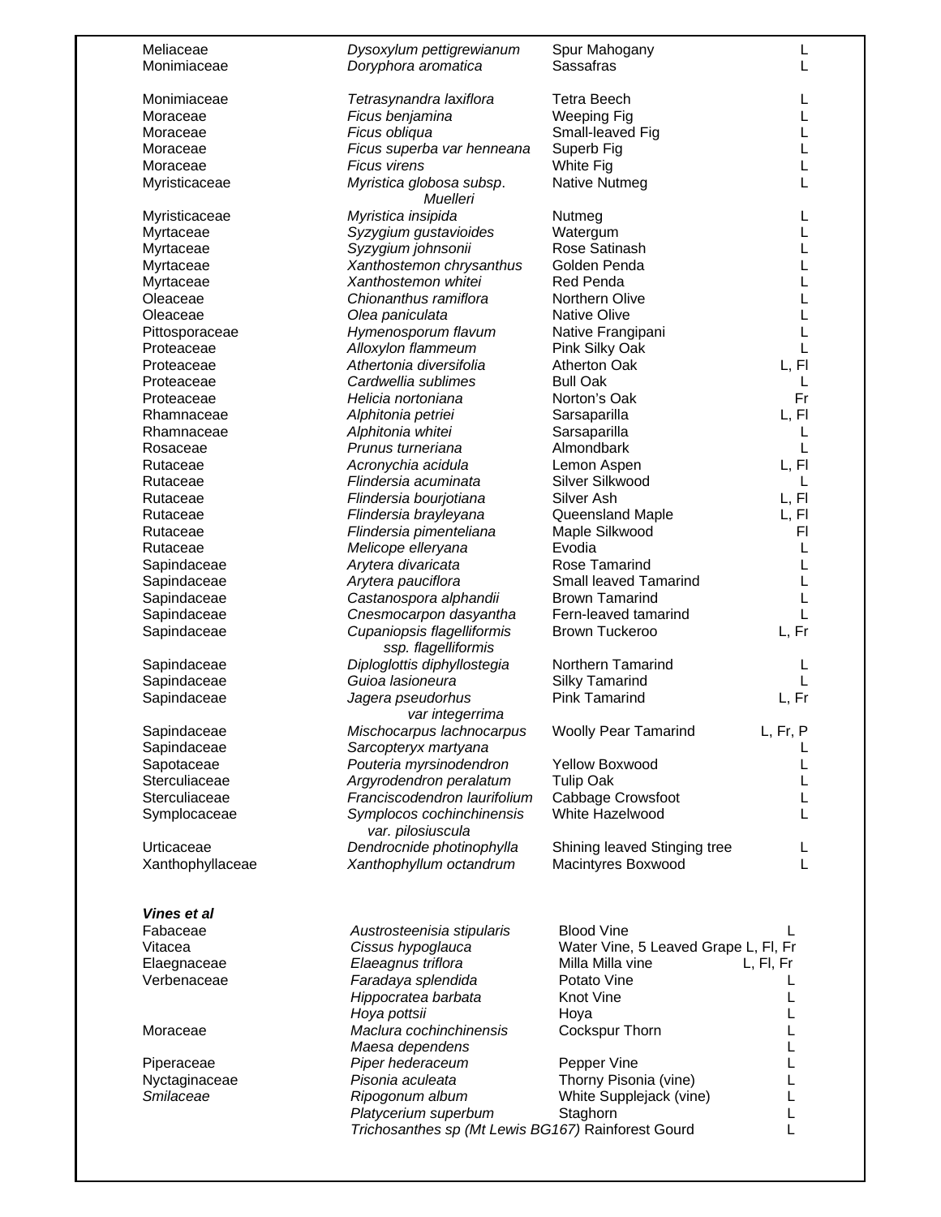| | | | |
|---|---|---|---|
| Meliaceae | *Dysoxylum pettigrewianum* | Spur Mahogany | L |
| Monimiaceae | *Doryphora aromatica* | Sassafras | L |
| Monimiaceae | *Tetrasynandra laxiflora* | Tetra Beech | L |
| Moraceae | *Ficus benjamina* | Weeping Fig | L |
| Moraceae | *Ficus obliqua* | Small-leaved Fig | L |
| Moraceae | *Ficus superba var henneana* | Superb Fig | L |
| Moraceae | *Ficus virens* | White Fig | L |
| Myristicaceae | *Myristica globosa subsp. Muelleri* | Native Nutmeg | L |
| Myristicaceae | *Myristica insipida* | Nutmeg | L |
| Myrtaceae | *Syzygium gustavioides* | Watergum | L |
| Myrtaceae | *Syzygium johnsonii* | Rose Satinash | L |
| Myrtaceae | *Xanthostemon chrysanthus* | Golden Penda | L |
| Myrtaceae | *Xanthostemon whitei* | Red Penda | L |
| Oleaceae | *Chionanthus ramiflora* | Northern Olive | L |
| Oleaceae | *Olea paniculata* | Native Olive | L |
| Pittosporaceae | *Hymenosporum flavum* | Native Frangipani | L |
| Proteaceae | *Alloxylon flammeum* | Pink Silky Oak | L |
| Proteaceae | *Athertonia diversifolia* | Atherton Oak | L, Fl |
| Proteaceae | *Cardwellia sublimes* | Bull Oak | L |
| Proteaceae | *Helicia nortoniana* | Norton's Oak | Fr |
| Rhamnaceae | *Alphitonia petriei* | Sarsaparilla | L, Fl |
| Rhamnaceae | *Alphitonia whitei* | Sarsaparilla | L |
| Rosaceae | *Prunus turneriana* | Almondbark | L |
| Rutaceae | *Acronychia acidula* | Lemon Aspen | L, Fl |
| Rutaceae | *Flindersia acuminata* | Silver Silkwood | L |
| Rutaceae | *Flindersia bourjotiana* | Silver Ash | L, Fl |
| Rutaceae | *Flindersia brayleyana* | Queensland Maple | L, Fl |
| Rutaceae | *Flindersia pimenteliana* | Maple Silkwood | Fl |
| Rutaceae | *Melicope elleryana* | Evodia | L |
| Sapindaceae | *Arytera divaricata* | Rose Tamarind | L |
| Sapindaceae | *Arytera pauciflora* | Small leaved Tamarind | L |
| Sapindaceae | *Castanospora alphandii* | Brown Tamarind | L |
| Sapindaceae | *Cnesmocarpon dasyantha* | Fern-leaved tamarind | L |
| Sapindaceae | *Cupaniopsis flagelliformis ssp. flagelliformis* | Brown Tuckeroo | L, Fr |
| Sapindaceae | *Diploglottis diphyllostegia* | Northern Tamarind | L |
| Sapindaceae | *Guioa lasioneura* | Silky Tamarind | L |
| Sapindaceae | *Jagera pseudorhus var integerrima* | Pink Tamarind | L, Fr |
| Sapindaceae | *Mischocarpus lachnocarpus* | Woolly Pear Tamarind | L, Fr, P |
| Sapindaceae | *Sarcopteryx martyana* | | L |
| Sapotaceae | *Pouteria myrsinodendron* | Yellow Boxwood | L |
| Sterculiaceae | *Argyrodendron peralatum* | Tulip Oak | L |
| Sterculiaceae | *Franciscodendron laurifolium* | Cabbage Crowsfoot | L |
| Symplocaceae | *Symplocos cochinchinensis var. pilosiuscula* | White Hazelwood | L |
| Urticaceae | *Dendrocnide photinophylla* | Shining leaved Stinging tree | L |
| Xanthophyllaceae | *Xanthophyllum octandrum* | Macintyres Boxwood | L |

***Vines et al***

| | | | |
|---|---|---|---|
| Fabaceae | *Austrosteenisia stipularis* | Blood Vine | L |
| Vitacea | *Cissus hypoglauca* | Water Vine, 5 Leaved Grape | L, Fl, Fr |
| Elaegnaceae | *Elaeagnus triflora* | Milla Milla vine | L, Fl, Fr |
| Verbenaceae | *Faradaya splendida* | Potato Vine | L |
| | *Hippocratea barbata* | Knot Vine | L |
| | *Hoya pottsii* | Hoya | L |
| Moraceae | *Maclura cochinchinensis* | Cockspur Thorn | L |
| | *Maesa dependens* | | L |
| Piperaceae | *Piper hederaceum* | Pepper Vine | L |
| Nyctaginaceae | *Pisonia aculeata* | Thorny Pisonia (vine) | L |
| *Smilaceae* | *Ripogonum album* | White Supplejack (vine) | L |
| | *Platycerium superbum* | Staghorn | L |
| | *Trichosanthes sp (Mt Lewis BG167)* | Rainforest Gourd | L |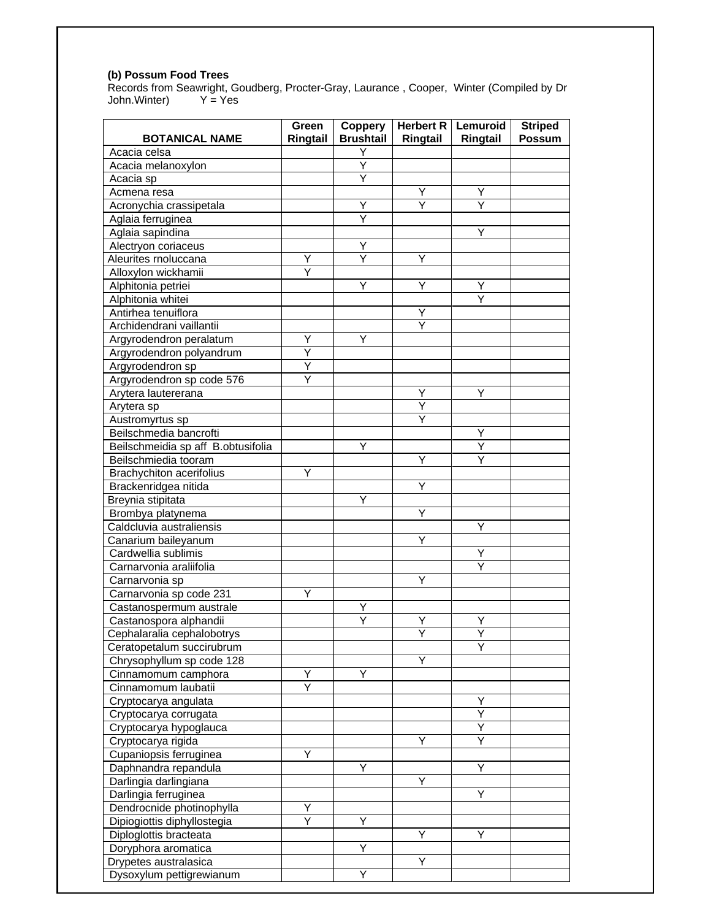**(b) Possum Food Trees**

Records from Seawright, Goudberg, Procter-Gray, Laurance , Cooper, Winter (Compiled by Dr John.Winter)    Y = Yes

| BOTANICAL NAME | Green Ringtail | Coppery Brushtail | Herbert R Ringtail | Lemuroid Ringtail | Striped Possum |
|---|---|---|---|---|---|
| Acacia celsa | | Y | | | |
| Acacia melanoxylon | | Y | | | |
| Acacia sp | | Y | | | |
| Acmena resa | | | Y | Y | |
| Acronychia crassipetala | | Y | Y | Y | |
| Aglaia ferruginea | | Y | | | |
| Aglaia sapindina | | | | Y | |
| Alectryon coriaceus | | Y | | | |
| Aleurites rnoluccana | Y | Y | Y | | |
| Alloxylon wickhamii | Y | | | | |
| Alphitonia petriei | | Y | Y | Y | |
| Alphitonia whitei | | | | Y | |
| Antirhea tenuiflora | | | Y | | |
| Archidendrani vaillantii | | | Y | | |
| Argyrodendron peralatum | Y | Y | | | |
| Argyrodendron polyandrum | Y | | | | |
| Argyrodendron sp | Y | | | | |
| Argyrodendron sp code 576 | Y | | | | |
| Arytera lautererana | | | Y | Y | |
| Arytera sp | | | Y | | |
| Austromyrtus sp | | | Y | | |
| Beilschmedia bancrofti | | | | Y | |
| Beilschmeidia sp aff B.obtusifolia | | Y | | Y | |
| Beilschmiedia tooram | | | Y | Y | |
| Brachychiton acerifolius | Y | | | | |
| Brackenridgea nitida | | | Y | | |
| Breynia stipitata | | Y | | | |
| Brombya platynema | | | Y | | |
| Caldcluvia australiensis | | | | Y | |
| Canarium baileyanum | | | Y | | |
| Cardwellia sublimis | | | | Y | |
| Carnarvonia araliifolia | | | | Y | |
| Carnarvonia sp | | | Y | | |
| Carnarvonia sp code 231 | Y | | | | |
| Castanospermum australe | | Y | | | |
| Castanospora alphandii | | Y | Y | Y | |
| Cephalaralia cephalobotrys | | | Y | Y | |
| Ceratopetalum succirubrum | | | | Y | |
| Chrysophyllum sp code 128 | | | Y | | |
| Cinnamomum camphora | Y | Y | | | |
| Cinnamomum laubatii | Y | | | | |
| Cryptocarya angulata | | | | Y | |
| Cryptocarya corrugata | | | | Y | |
| Cryptocarya hypoglauca | | | | Y | |
| Cryptocarya rigida | | | Y | Y | |
| Cupaniopsis ferruginea | Y | | | | |
| Daphnandra repandula | | Y | | Y | |
| Darlingia darlingiana | | | Y | | |
| Darlingia ferruginea | | | | Y | |
| Dendrocnide photinophylla | Y | | | | |
| Dipiogiottis diphyllostegia | Y | Y | | | |
| Diploglottis bracteata | | | Y | Y | |
| Doryphora aromatica | | Y | | | |
| Drypetes australasica | | | Y | | |
| Dysoxylum pettigrewianum | | Y | | | |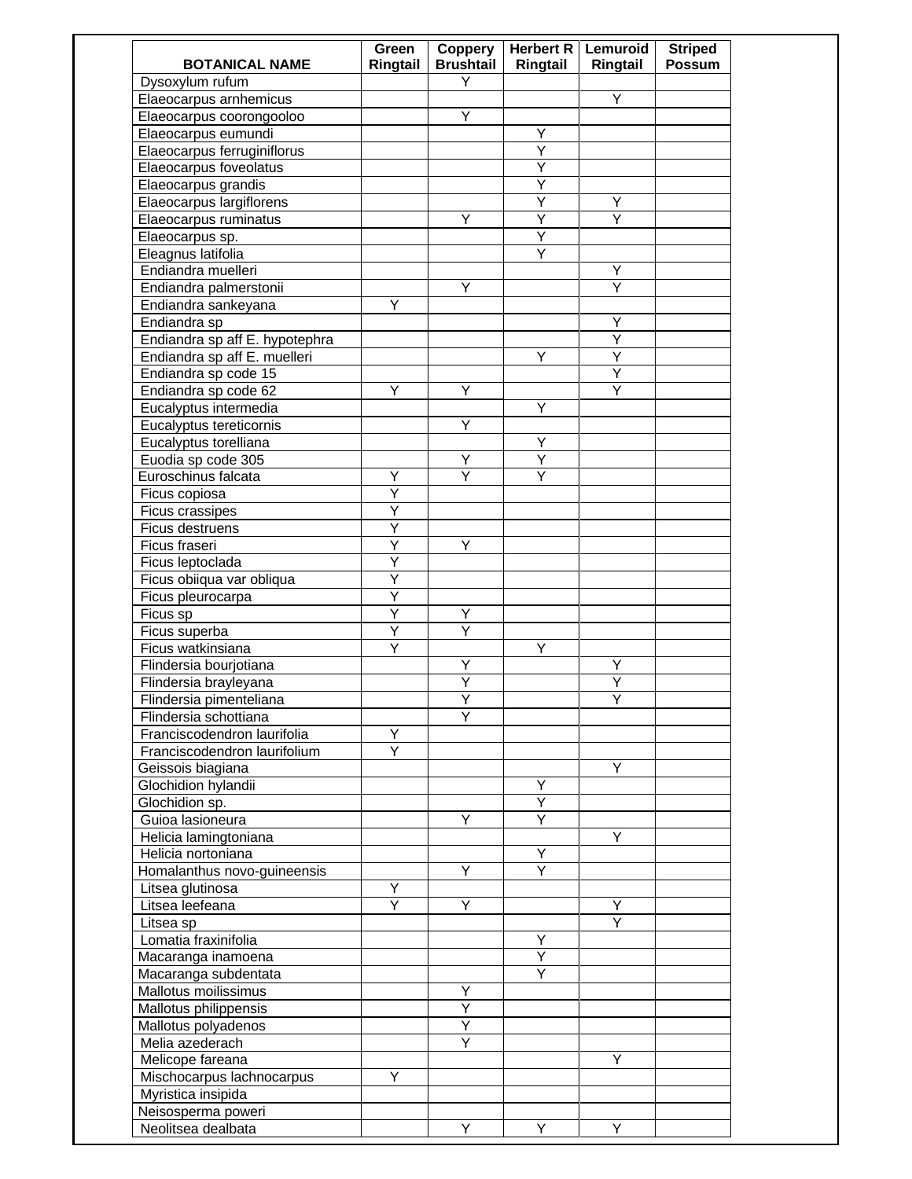| BOTANICAL NAME | Green Ringtail | Coppery Brushtail | Herbert R Ringtail | Lemuroid Ringtail | Striped Possum |
|---|---|---|---|---|---|
| Dysoxylum rufum | | Y | | | |
| Elaeocarpus arnhemicus | | | | Y | |
| Elaeocarpus coorongooloo | | Y | | | |
| Elaeocarpus eumundi | | | Y | | |
| Elaeocarpus ferruginiflorus | | | Y | | |
| Elaeocarpus foveolatus | | | Y | | |
| Elaeocarpus grandis | | | Y | | |
| Elaeocarpus largiflorens | | | Y | Y | |
| Elaeocarpus ruminatus | | Y | Y | Y | |
| Elaeocarpus sp. | | | Y | | |
| Eleagnus latifolia | | | Y | | |
| Endiandra muelleri | | | | Y | |
| Endiandra palmerstonii | | Y | | Y | |
| Endiandra sankeyana | Y | | | | |
| Endiandra sp | | | | Y | |
| Endiandra sp aff E. hypotephra | | | | Y | |
| Endiandra sp aff E. muelleri | | | Y | Y | |
| Endiandra sp code 15 | | | | Y | |
| Endiandra sp code 62 | Y | Y | | Y | |
| Eucalyptus intermedia | | | Y | | |
| Eucalyptus tereticornis | | Y | | | |
| Eucalyptus torelliana | | | Y | | |
| Euodia sp code 305 | | Y | Y | | |
| Euroschinus falcata | Y | Y | Y | | |
| Ficus copiosa | Y | | | | |
| Ficus crassipes | Y | | | | |
| Ficus destruens | Y | | | | |
| Ficus fraseri | Y | Y | | | |
| Ficus leptoclada | Y | | | | |
| Ficus obiiqua var obliqua | Y | | | | |
| Ficus pleurocarpa | Y | | | | |
| Ficus sp | Y | Y | | | |
| Ficus superba | Y | Y | | | |
| Ficus watkinsiana | Y | | Y | | |
| Flindersia bourjotiana | | Y | | Y | |
| Flindersia brayleyana | | Y | | Y | |
| Flindersia pimenteliana | | Y | | Y | |
| Flindersia schottiana | | Y | | | |
| Franciscodendron laurifolia | Y | | | | |
| Franciscodendron laurifolium | Y | | | | |
| Geissois biagiana | | | | Y | |
| Glochidion hylandii | | | Y | | |
| Glochidion sp. | | | Y | | |
| Guioa lasioneura | | Y | Y | | |
| Helicia lamingtoniana | | | | Y | |
| Helicia nortoniana | | | Y | | |
| Homalanthus novo-guineensis | | Y | Y | | |
| Litsea glutinosa | Y | | | | |
| Litsea leefeana | Y | Y | | Y | |
| Litsea sp | | | | Y | |
| Lomatia fraxinifolia | | | Y | | |
| Macaranga inamoena | | | Y | | |
| Macaranga subdentata | | | Y | | |
| Mallotus moilissimus | | Y | | | |
| Mallotus philippensis | | Y | | | |
| Mallotus polyadenos | | Y | | | |
| Melia azederach | | Y | | | |
| Melicope fareana | | | | Y | |
| Mischocarpus lachnocarpus | Y | | | | |
| Myristica insipida | | | | | |
| Neisosperma poweri | | | | | |
| Neolitsea dealbata | | Y | Y | Y | |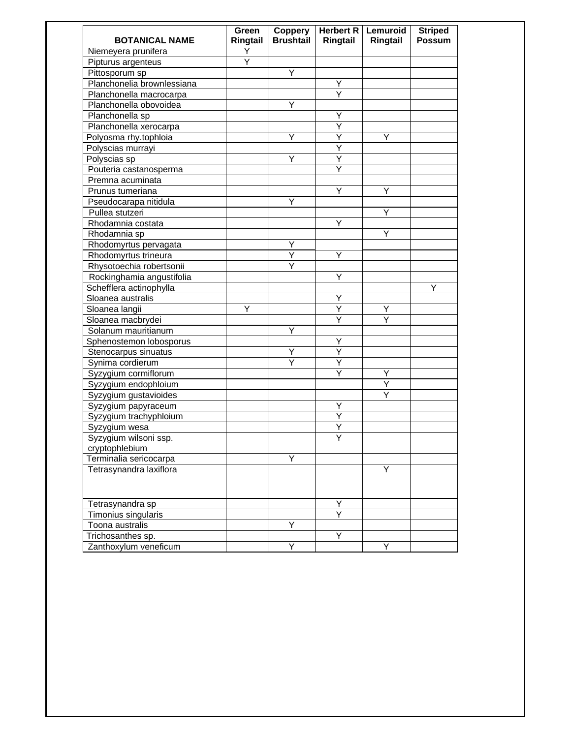| BOTANICAL NAME | Green Ringtail | Coppery Brushtail | Herbert R Ringtail | Lemuroid Ringtail | Striped Possum |
|---|---|---|---|---|---|
| Niemeyera prunifera | Y | | | | |
| Pipturus argenteus | Y | | | | |
| Pittosporum sp | | Y | | | |
| Planchonelia brownlessiana | | | Y | | |
| Planchonella macrocarpa | | | Y | | |
| Planchonella obovoidea | | Y | | | |
| Planchonella sp | | | Y | | |
| Planchonella xerocarpa | | | Y | | |
| Polyosma rhy.tophloia | | Y | Y | Y | |
| Polyscias murrayi | | | Y | | |
| Polyscias sp | | Y | Y | | |
| Pouteria castanosperma | | | Y | | |
| Premna acuminata | | | | | |
| Prunus tumeriana | | | Y | Y | |
| Pseudocarapa nitidula | | Y | | | |
| Pullea stutzeri | | | | Y | |
| Rhodamnia costata | | | Y | | |
| Rhodamnia sp | | | | Y | |
| Rhodomyrtus pervagata | | Y | | | |
| Rhodomyrtus trineura | | Y | Y | | |
| Rhysotoechia robertsonii | | Y | | | |
| Rockinghamia angustifolia | | | Y | | |
| Schefflera actinophylla | | | | | Y |
| Sloanea australis | | | Y | | |
| Sloanea langii | Y | | Y | Y | |
| Sloanea macbrydei | | | Y | Y | |
| Solanum mauritianum | | Y | | | |
| Sphenostemon lobosporus | | | Y | | |
| Stenocarpus sinuatus | | Y | Y | | |
| Synima cordierum | | Y | Y | | |
| Syzygium cormiflorum | | | Y | Y | |
| Syzygium endophloium | | | | Y | |
| Syzygium gustavioides | | | | Y | |
| Syzygium papyraceum | | | Y | | |
| Syzygium trachyphloium | | | Y | | |
| Syzygium wesa | | | Y | | |
| Syzygium wilsoni ssp. cryptophlebium | | | Y | | |
| Terminalia sericocarpa | | Y | | | |
| Tetrasynandra laxiflora | | | | Y | |
| Tetrasynandra sp | | | Y | | |
| Timonius singularis | | | Y | | |
| Toona australis | | Y | | | |
| Trichosanthes sp. | | | Y | | |
| Zanthoxylum veneficum | | Y | | Y | |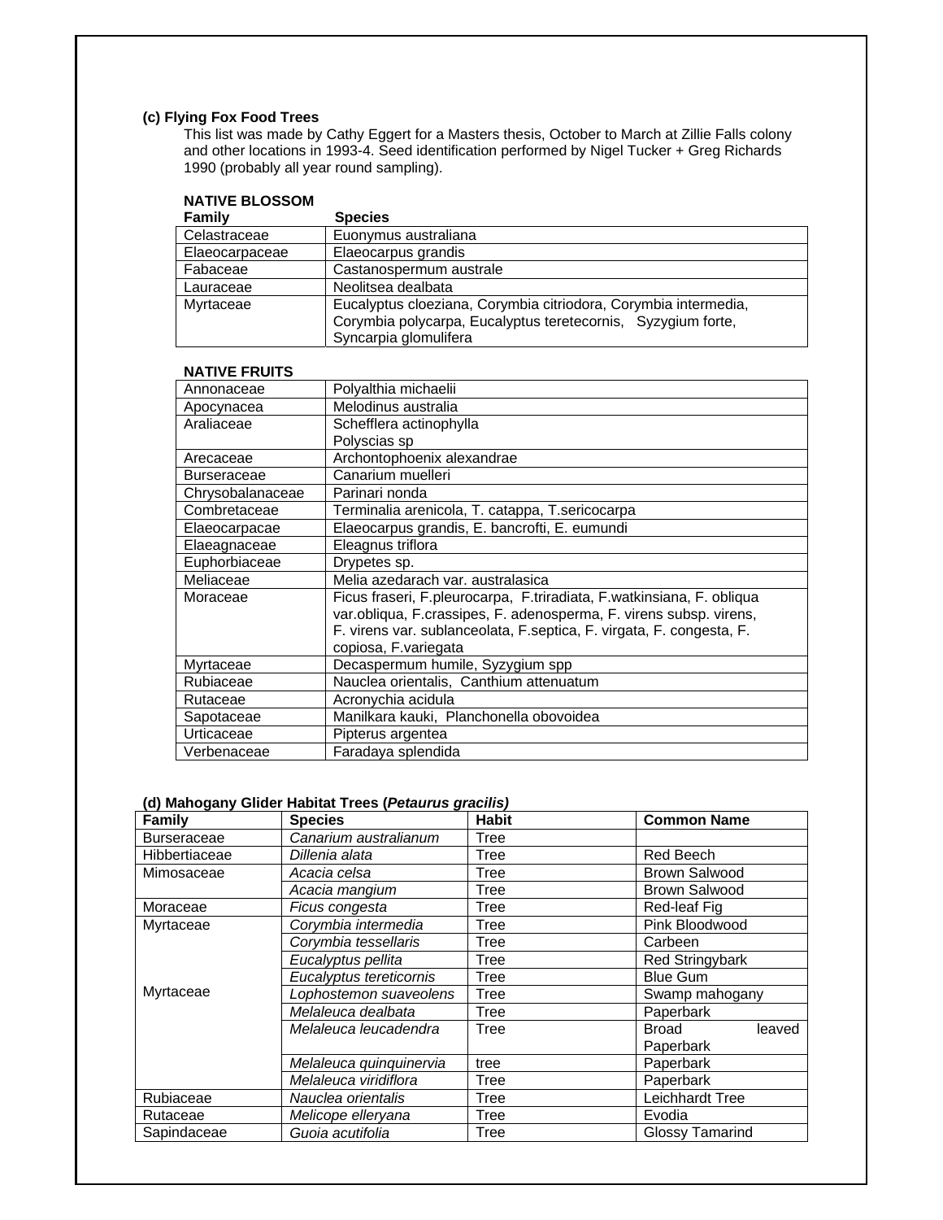**(c) Flying Fox Food Trees**

This list was made by Cathy Eggert for a Masters thesis, October to March at Zillie Falls colony and other locations in 1993-4. Seed identification performed by Nigel Tucker + Greg Richards 1990 (probably all year round sampling).

**NATIVE BLOSSOM**

| Family | Species |
|---|---|
| Celastraceae | Euonymus australiana |
| Elaeocarpaceae | Elaeocarpus grandis |
| Fabaceae | Castanospermum australe |
| Lauraceae | Neolitsea dealbata |
| Myrtaceae | Eucalyptus cloeziana, Corymbia citriodora, Corymbia intermedia, Corymbia polycarpa, Eucalyptus teretecornis, Syzygium forte, Syncarpia glomulifera |

**NATIVE FRUITS**

| Family | Species |
|---|---|
| Annonaceae | Polyalthia michaelii |
| Apocynacea | Melodinus australia |
| Araliaceae | Schefflera actinophylla<br>Polyscias sp |
| Arecaceae | Archontophoenix alexandrae |
| Burseraceae | Canarium muelleri |
| Chrysobalanaceae | Parinari nonda |
| Combretaceae | Terminalia arenicola, T. catappa, T.sericocarpa |
| Elaeocarpacae | Elaeocarpus grandis, E. bancrofti, E. eumundi |
| Elaeagnaceae | Eleagnus triflora |
| Euphorbiaceae | Drypetes sp. |
| Meliaceae | Melia azedarach var. australasica |
| Moraceae | Ficus fraseri, F.pleurocarpa, F.triradiata, F.watkinsiana, F. obliqua var.obliqua, F.crassipes, F. adenosperma, F. virens subsp. virens, F. virens var. sublanceolata, F.septica, F. virgata, F. congesta, F. copiosa, F.variegata |
| Myrtaceae | Decaspermum humile, Syzygium spp |
| Rubiaceae | Nauclea orientalis, Canthium attenuatum |
| Rutaceae | Acronychia acidula |
| Sapotaceae | Manilkara kauki, Planchonella obovoidea |
| Urticaceae | Pipterus argentea |
| Verbenaceae | Faradaya splendida |

**(d) Mahogany Glider Habitat Trees (*Petaurus gracilis)***

| Family | Species | Habit | Common Name |
|---|---|---|---|
| Burseraceae | *Canarium australianum* | Tree | |
| Hibbertiaceae | *Dillenia alata* | Tree | Red Beech |
| Mimosaceae | *Acacia celsa* | Tree | Brown Salwood |
| | *Acacia mangium* | Tree | Brown Salwood |
| Moraceae | *Ficus congesta* | Tree | Red-leaf Fig |
| Myrtaceae | *Corymbia intermedia* | Tree | Pink Bloodwood |
| | *Corymbia tessellaris* | Tree | Carbeen |
| | *Eucalyptus pellita* | Tree | Red Stringybark |
| | *Eucalyptus tereticornis* | Tree | Blue Gum |
| Myrtaceae | *Lophostemon suaveolens* | Tree | Swamp mahogany |
| | *Melaleuca dealbata* | Tree | Paperbark |
| | *Melaleuca leucadendra* | Tree | Broad leaved Paperbark |
| | *Melaleuca quinquinervia* | tree | Paperbark |
| | *Melaleuca viridiflora* | Tree | Paperbark |
| Rubiaceae | *Nauclea orientalis* | Tree | Leichhardt Tree |
| Rutaceae | *Melicope elleryana* | Tree | Evodia |
| Sapindaceae | *Guoia acutifolia* | Tree | Glossy Tamarind |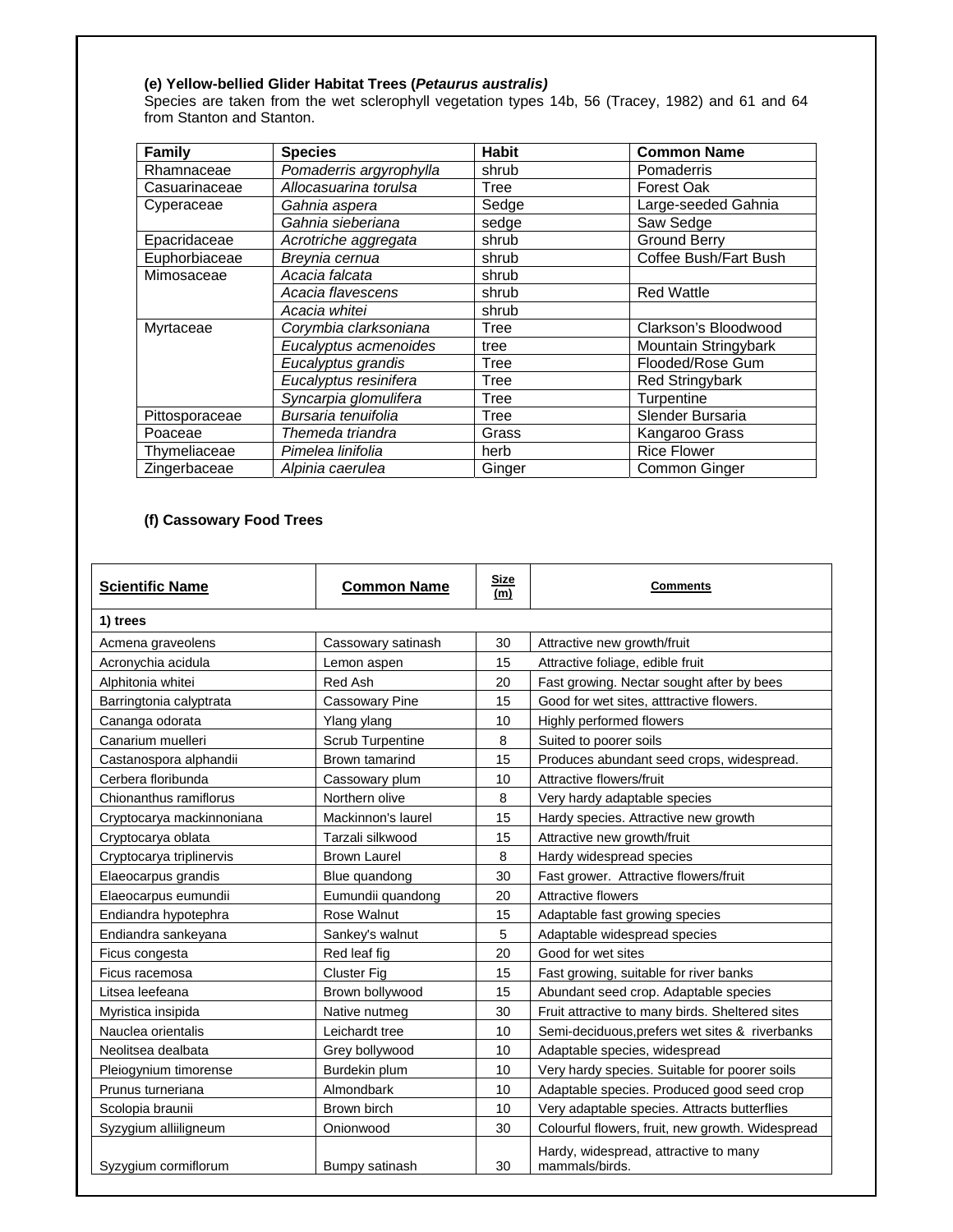**(e) Yellow-bellied Glider Habitat Trees (*Petaurus australis)***

Species are taken from the wet sclerophyll vegetation types 14b, 56 (Tracey, 1982) and 61 and 64 from Stanton and Stanton.

| Family | Species | Habit | Common Name |
|---|---|---|---|
| Rhamnaceae | *Pomaderris argyrophylla* | shrub | Pomaderris |
| Casuarinaceae | *Allocasuarina torulsa* | Tree | Forest Oak |
| Cyperaceae | *Gahnia aspera* | Sedge | Large-seeded Gahnia |
| | *Gahnia sieberiana* | sedge | Saw Sedge |
| Epacridaceae | *Acrotriche aggregata* | shrub | Ground Berry |
| Euphorbiaceae | *Breynia cernua* | shrub | Coffee Bush/Fart Bush |
| Mimosaceae | *Acacia falcata* | shrub | |
| | *Acacia flavescens* | shrub | Red Wattle |
| | *Acacia whitei* | shrub | |
| Myrtaceae | *Corymbia clarksoniana* | Tree | Clarkson's Bloodwood |
| | *Eucalyptus acmenoides* | tree | Mountain Stringybark |
| | *Eucalyptus grandis* | Tree | Flooded/Rose Gum |
| | *Eucalyptus resinifera* | Tree | Red Stringybark |
| | *Syncarpia glomulifera* | Tree | Turpentine |
| Pittosporaceae | *Bursaria tenuifolia* | Tree | Slender Bursaria |
| Poaceae | *Themeda triandra* | Grass | Kangaroo Grass |
| Thymeliaceae | *Pimelea linifolia* | herb | Rice Flower |
| Zingerbaceae | *Alpinia caerulea* | Ginger | Common Ginger |

**(f) Cassowary Food Trees**

| Scientific Name | Common Name | Size (m) | Comments |
|---|---|---|---|
| **1) trees** | | | |
| Acmena graveolens | Cassowary satinash | 30 | Attractive new growth/fruit |
| Acronychia acidula | Lemon aspen | 15 | Attractive foliage, edible fruit |
| Alphitonia whitei | Red Ash | 20 | Fast growing. Nectar sought after by bees |
| Barringtonia calyptrata | Cassowary Pine | 15 | Good for wet sites, atttractive flowers. |
| Cananga odorata | Ylang ylang | 10 | Highly performed flowers |
| Canarium muelleri | Scrub Turpentine | 8 | Suited to poorer soils |
| Castanospora alphandii | Brown tamarind | 15 | Produces abundant seed crops, widespread. |
| Cerbera floribunda | Cassowary plum | 10 | Attractive flowers/fruit |
| Chionanthus ramiflorus | Northern olive | 8 | Very hardy adaptable species |
| Cryptocarya mackinnoniana | Mackinnon's laurel | 15 | Hardy species. Attractive new growth |
| Cryptocarya oblata | Tarzali silkwood | 15 | Attractive new growth/fruit |
| Cryptocarya triplinervis | Brown Laurel | 8 | Hardy widespread species |
| Elaeocarpus grandis | Blue quandong | 30 | Fast grower. Attractive flowers/fruit |
| Elaeocarpus eumundii | Eumundii quandong | 20 | Attractive flowers |
| Endiandra hypotephra | Rose Walnut | 15 | Adaptable fast growing species |
| Endiandra sankeyana | Sankey's walnut | 5 | Adaptable widespread species |
| Ficus congesta | Red leaf fig | 20 | Good for wet sites |
| Ficus racemosa | Cluster Fig | 15 | Fast growing, suitable for river banks |
| Litsea leefeana | Brown bollywood | 15 | Abundant seed crop. Adaptable species |
| Myristica insipida | Native nutmeg | 30 | Fruit attractive to many birds. Sheltered sites |
| Nauclea orientalis | Leichardt tree | 10 | Semi-deciduous,prefers wet sites & riverbanks |
| Neolitsea dealbata | Grey bollywood | 10 | Adaptable species, widespread |
| Pleiogynium timorense | Burdekin plum | 10 | Very hardy species. Suitable for poorer soils |
| Prunus turneriana | Almondbark | 10 | Adaptable species. Produced good seed crop |
| Scolopia braunii | Brown birch | 10 | Very adaptable species. Attracts butterflies |
| Syzygium alliiligneum | Onionwood | 30 | Colourful flowers, fruit, new growth. Widespread |
| Syzygium cormiflorum | Bumpy satinash | 30 | Hardy, widespread, attractive to many mammals/birds. |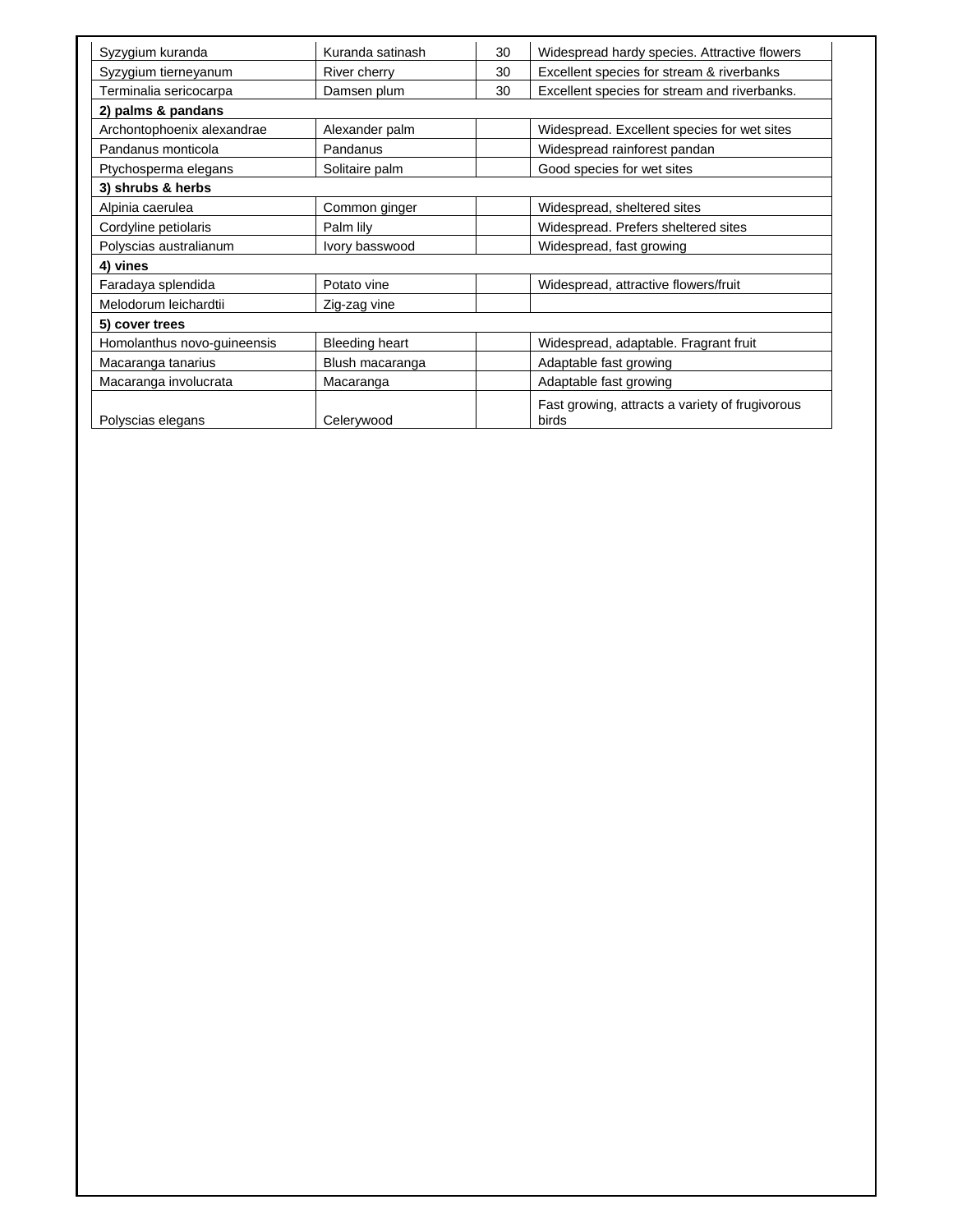| | | | |
|---|---|---|---|
| Syzygium kuranda | Kuranda satinash | 30 | Widespread hardy species. Attractive flowers |
| Syzygium tierneyanum | River cherry | 30 | Excellent species for stream & riverbanks |
| Terminalia sericocarpa | Damsen plum | 30 | Excellent species for stream and riverbanks. |
| **2) palms & pandans** | | | |
| Archontophoenix alexandrae | Alexander palm | | Widespread. Excellent species for wet sites |
| Pandanus monticola | Pandanus | | Widespread rainforest pandan |
| Ptychosperma elegans | Solitaire palm | | Good species for wet sites |
| **3) shrubs & herbs** | | | |
| Alpinia caerulea | Common ginger | | Widespread, sheltered sites |
| Cordyline petiolaris | Palm lily | | Widespread. Prefers sheltered sites |
| Polyscias australianum | Ivory basswood | | Widespread, fast growing |
| **4) vines** | | | |
| Faradaya splendida | Potato vine | | Widespread, attractive flowers/fruit |
| Melodorum leichardtii | Zig-zag vine | | |
| **5) cover trees** | | | |
| Homolanthus novo-guineensis | Bleeding heart | | Widespread, adaptable. Fragrant fruit |
| Macaranga tanarius | Blush macaranga | | Adaptable fast growing |
| Macaranga involucrata | Macaranga | | Adaptable fast growing |
| Polyscias elegans | Celerywood | | Fast growing, attracts a variety of frugivorous birds |